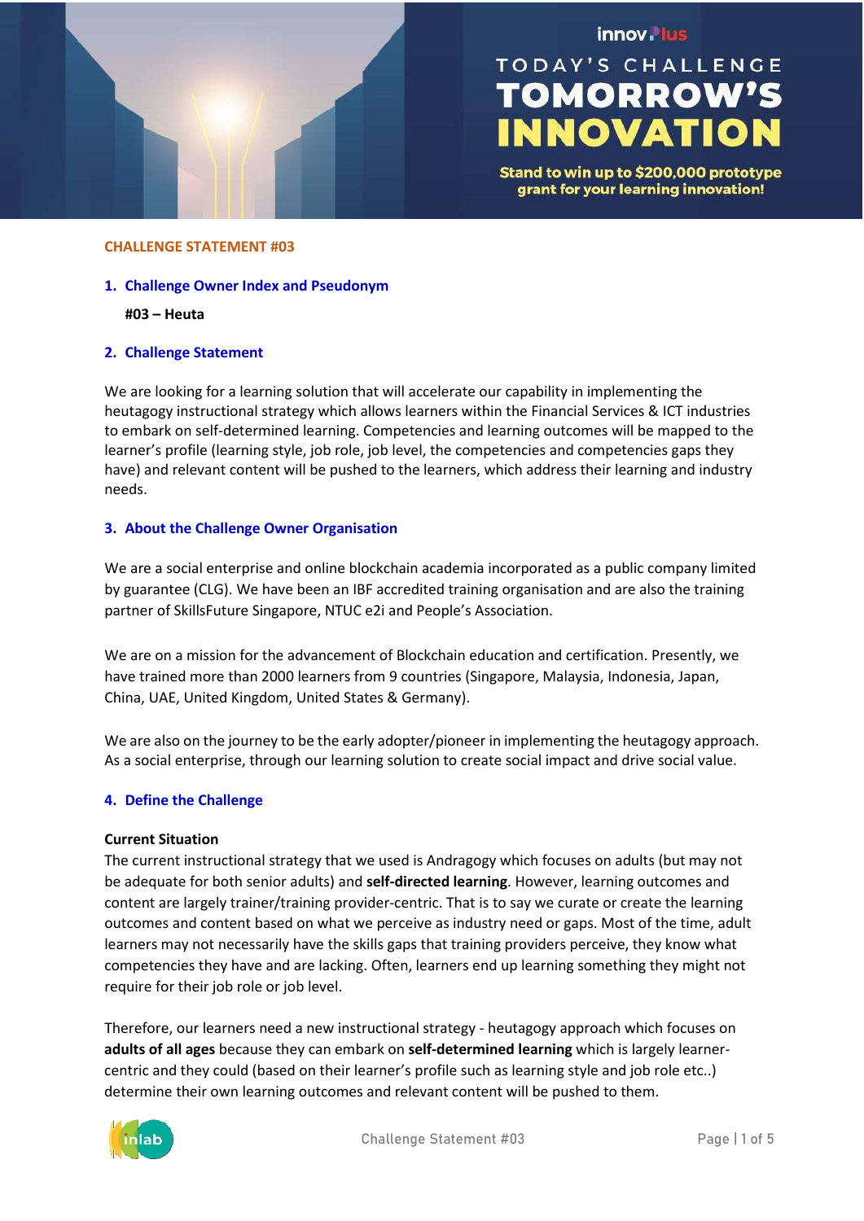innovPlus

TODAY'S CHALLENGE
# TOMORROW'S INNOVATION

Stand to win up to $200,000 prototype grant for your learning innovation!

**CHALLENGE STATEMENT #03**

## 1. Challenge Owner Index and Pseudonym

**#03 – Heuta**

## 2. Challenge Statement

We are looking for a learning solution that will accelerate our capability in implementing the heutagogy instructional strategy which allows learners within the Financial Services & ICT industries to embark on self-determined learning. Competencies and learning outcomes will be mapped to the learner's profile (learning style, job role, job level, the competencies and competencies gaps they have) and relevant content will be pushed to the learners, which address their learning and industry needs.

## 3. About the Challenge Owner Organisation

We are a social enterprise and online blockchain academia incorporated as a public company limited by guarantee (CLG). We have been an IBF accredited training organisation and are also the training partner of SkillsFuture Singapore, NTUC e2i and People's Association.

We are on a mission for the advancement of Blockchain education and certification. Presently, we have trained more than 2000 learners from 9 countries (Singapore, Malaysia, Indonesia, Japan, China, UAE, United Kingdom, United States & Germany).

We are also on the journey to be the early adopter/pioneer in implementing the heutagogy approach. As a social enterprise, through our learning solution to create social impact and drive social value.

## 4. Define the Challenge

**Current Situation**

The current instructional strategy that we used is Andragogy which focuses on adults (but may not be adequate for both senior adults) and **self-directed learning**. However, learning outcomes and content are largely trainer/training provider-centric. That is to say we curate or create the learning outcomes and content based on what we perceive as industry need or gaps. Most of the time, adult learners may not necessarily have the skills gaps that training providers perceive, they know what competencies they have and are lacking. Often, learners end up learning something they might not require for their job role or job level.

Therefore, our learners need a new instructional strategy - heutagogy approach which focuses on **adults of all ages** because they can embark on **self-determined learning** which is largely learner-centric and they could (based on their learner's profile such as learning style and job role etc..) determine their own learning outcomes and relevant content will be pushed to them.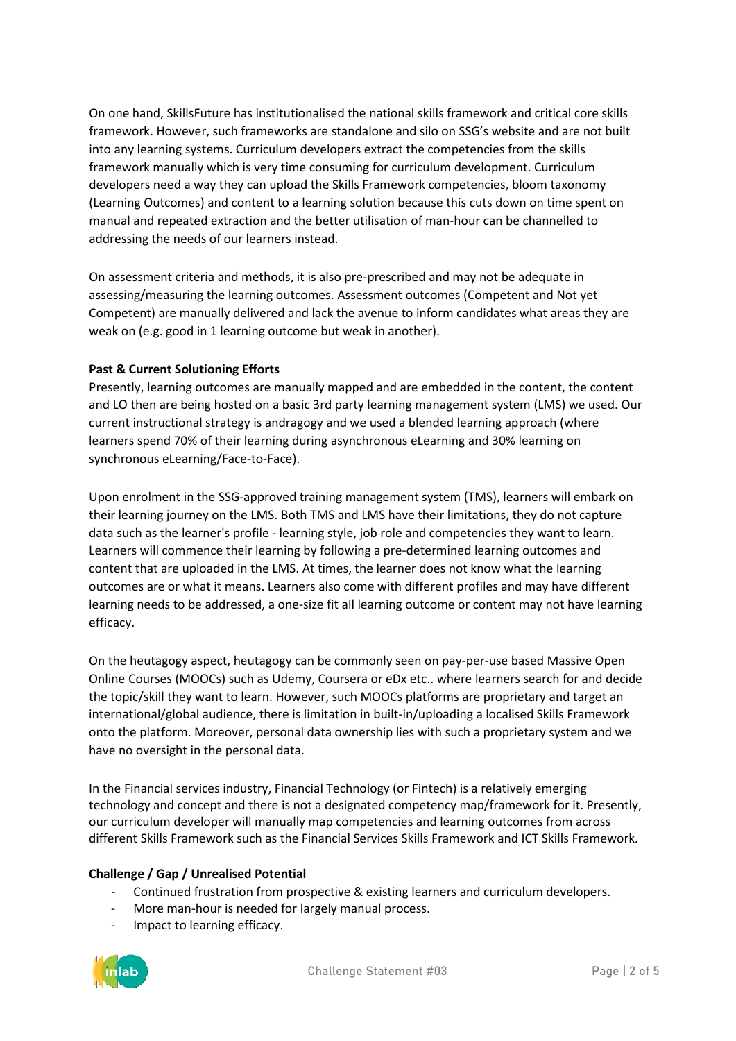On one hand, SkillsFuture has institutionalised the national skills framework and critical core skills framework. However, such frameworks are standalone and silo on SSG's website and are not built into any learning systems. Curriculum developers extract the competencies from the skills framework manually which is very time consuming for curriculum development. Curriculum developers need a way they can upload the Skills Framework competencies, bloom taxonomy (Learning Outcomes) and content to a learning solution because this cuts down on time spent on manual and repeated extraction and the better utilisation of man-hour can be channelled to addressing the needs of our learners instead.

On assessment criteria and methods, it is also pre-prescribed and may not be adequate in assessing/measuring the learning outcomes. Assessment outcomes (Competent and Not yet Competent) are manually delivered and lack the avenue to inform candidates what areas they are weak on (e.g. good in 1 learning outcome but weak in another).

**Past & Current Solutioning Efforts**

Presently, learning outcomes are manually mapped and are embedded in the content, the content and LO then are being hosted on a basic 3rd party learning management system (LMS) we used. Our current instructional strategy is andragogy and we used a blended learning approach (where learners spend 70% of their learning during asynchronous eLearning and 30% learning on synchronous eLearning/Face-to-Face).

Upon enrolment in the SSG-approved training management system (TMS), learners will embark on their learning journey on the LMS. Both TMS and LMS have their limitations, they do not capture data such as the learner's profile - learning style, job role and competencies they want to learn. Learners will commence their learning by following a pre-determined learning outcomes and content that are uploaded in the LMS. At times, the learner does not know what the learning outcomes are or what it means. Learners also come with different profiles and may have different learning needs to be addressed, a one-size fit all learning outcome or content may not have learning efficacy.

On the heutagogy aspect, heutagogy can be commonly seen on pay-per-use based Massive Open Online Courses (MOOCs) such as Udemy, Coursera or eDx etc.. where learners search for and decide the topic/skill they want to learn. However, such MOOCs platforms are proprietary and target an international/global audience, there is limitation in built-in/uploading a localised Skills Framework onto the platform. Moreover, personal data ownership lies with such a proprietary system and we have no oversight in the personal data.

In the Financial services industry, Financial Technology (or Fintech) is a relatively emerging technology and concept and there is not a designated competency map/framework for it. Presently, our curriculum developer will manually map competencies and learning outcomes from across different Skills Framework such as the Financial Services Skills Framework and ICT Skills Framework.

**Challenge / Gap / Unrealised Potential**

- Continued frustration from prospective & existing learners and curriculum developers.
- More man-hour is needed for largely manual process.
- Impact to learning efficacy.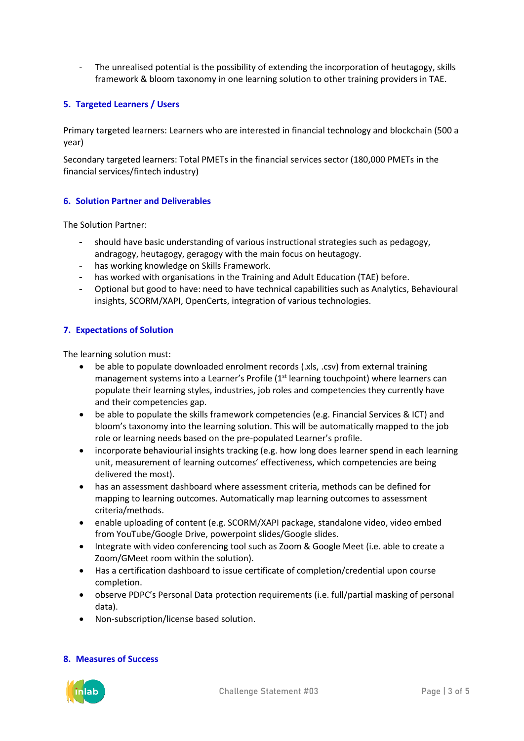- The unrealised potential is the possibility of extending the incorporation of heutagogy, skills framework & bloom taxonomy in one learning solution to other training providers in TAE.

## 5. Targeted Learners / Users

Primary targeted learners: Learners who are interested in financial technology and blockchain (500 a year)

Secondary targeted learners: Total PMETs in the financial services sector (180,000 PMETs in the financial services/fintech industry)

## 6. Solution Partner and Deliverables

The Solution Partner:

- should have basic understanding of various instructional strategies such as pedagogy, andragogy, heutagogy, geragogy with the main focus on heutagogy.
- has working knowledge on Skills Framework.
- has worked with organisations in the Training and Adult Education (TAE) before.
- Optional but good to have: need to have technical capabilities such as Analytics, Behavioural insights, SCORM/XAPI, OpenCerts, integration of various technologies.

## 7. Expectations of Solution

The learning solution must:

- be able to populate downloaded enrolment records (.xls, .csv) from external training management systems into a Learner's Profile (1st learning touchpoint) where learners can populate their learning styles, industries, job roles and competencies they currently have and their competencies gap.
- be able to populate the skills framework competencies (e.g. Financial Services & ICT) and bloom's taxonomy into the learning solution. This will be automatically mapped to the job role or learning needs based on the pre-populated Learner's profile.
- incorporate behaviourial insights tracking (e.g. how long does learner spend in each learning unit, measurement of learning outcomes' effectiveness, which competencies are being delivered the most).
- has an assessment dashboard where assessment criteria, methods can be defined for mapping to learning outcomes. Automatically map learning outcomes to assessment criteria/methods.
- enable uploading of content (e.g. SCORM/XAPI package, standalone video, video embed from YouTube/Google Drive, powerpoint slides/Google slides.
- Integrate with video conferencing tool such as Zoom & Google Meet (i.e. able to create a Zoom/GMeet room within the solution).
- Has a certification dashboard to issue certificate of completion/credential upon course completion.
- observe PDPC's Personal Data protection requirements (i.e. full/partial masking of personal data).
- Non-subscription/license based solution.

## 8. Measures of Success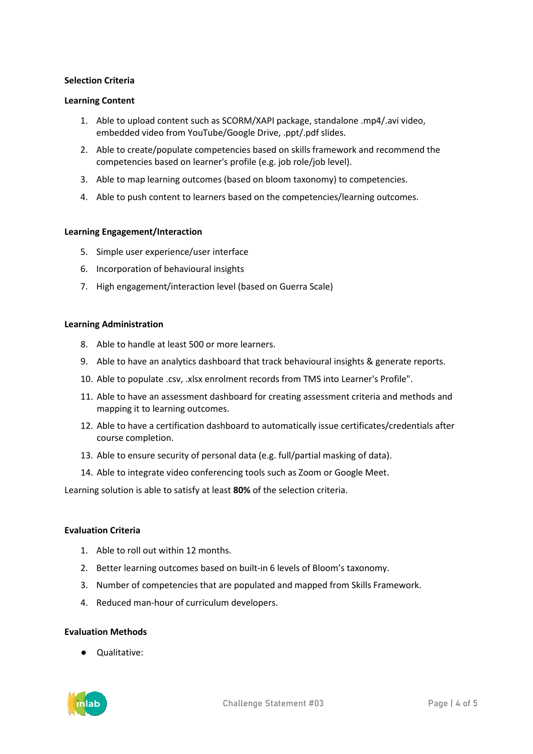**Selection Criteria**

**Learning Content**

1. Able to upload content such as SCORM/XAPI package, standalone .mp4/.avi video, embedded video from YouTube/Google Drive, .ppt/.pdf slides.
2. Able to create/populate competencies based on skills framework and recommend the competencies based on learner's profile (e.g. job role/job level).
3. Able to map learning outcomes (based on bloom taxonomy) to competencies.
4. Able to push content to learners based on the competencies/learning outcomes.

**Learning Engagement/Interaction**

5. Simple user experience/user interface
6. Incorporation of behavioural insights
7. High engagement/interaction level (based on Guerra Scale)

**Learning Administration**

8. Able to handle at least 500 or more learners.
9. Able to have an analytics dashboard that track behavioural insights & generate reports.
10. Able to populate .csv, .xlsx enrolment records from TMS into Learner's Profile".
11. Able to have an assessment dashboard for creating assessment criteria and methods and mapping it to learning outcomes.
12. Able to have a certification dashboard to automatically issue certificates/credentials after course completion.
13. Able to ensure security of personal data (e.g. full/partial masking of data).
14. Able to integrate video conferencing tools such as Zoom or Google Meet.

Learning solution is able to satisfy at least **80%** of the selection criteria.

**Evaluation Criteria**

1. Able to roll out within 12 months.
2. Better learning outcomes based on built-in 6 levels of Bloom's taxonomy.
3. Number of competencies that are populated and mapped from Skills Framework.
4. Reduced man-hour of curriculum developers.

**Evaluation Methods**

- Qualitative: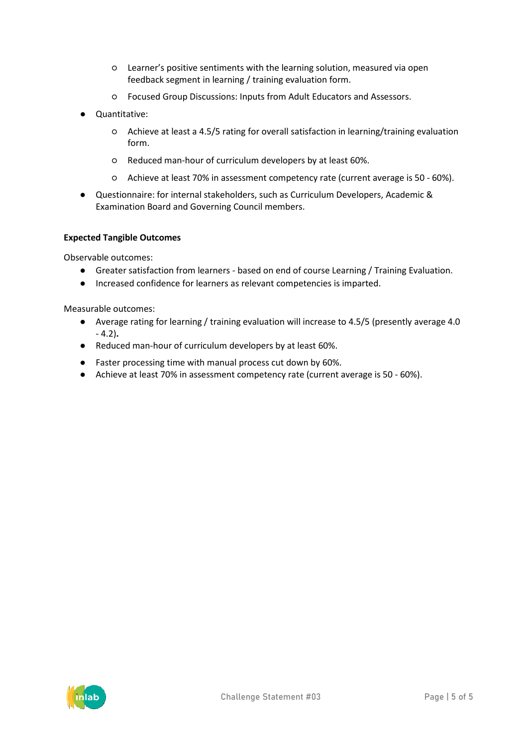- Learner's positive sentiments with the learning solution, measured via open feedback segment in learning / training evaluation form.
    - Focused Group Discussions: Inputs from Adult Educators and Assessors.
- Quantitative:
    - Achieve at least a 4.5/5 rating for overall satisfaction in learning/training evaluation form.
    - Reduced man-hour of curriculum developers by at least 60%.
    - Achieve at least 70% in assessment competency rate (current average is 50 - 60%).
- Questionnaire: for internal stakeholders, such as Curriculum Developers, Academic & Examination Board and Governing Council members.

**Expected Tangible Outcomes**

Observable outcomes:

- Greater satisfaction from learners - based on end of course Learning / Training Evaluation.
- Increased confidence for learners as relevant competencies is imparted.

Measurable outcomes:

- Average rating for learning / training evaluation will increase to 4.5/5 (presently average 4.0 - 4.2)**.**
- Reduced man-hour of curriculum developers by at least 60%.
- Faster processing time with manual process cut down by 60%.
- Achieve at least 70% in assessment competency rate (current average is 50 - 60%).